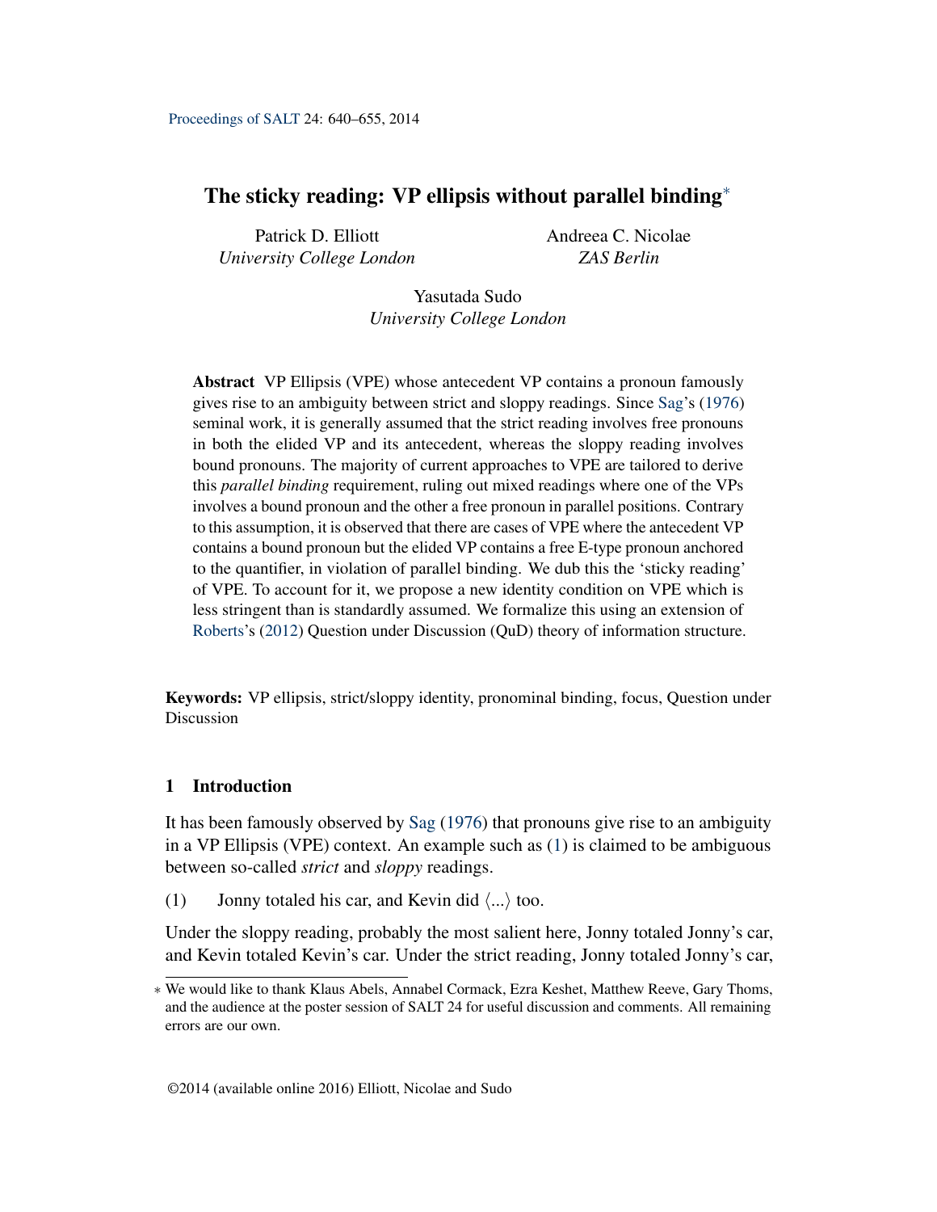# The sticky reading: VP ellipsis without parallel binding[*]

Patrick D. Elliott
*University College London*

Andreea C. Nicolae
*ZAS Berlin*

Yasutada Sudo
*University College London*

**Abstract** VP Ellipsis (VPE) whose antecedent VP contains a pronoun famously gives rise to an ambiguity between strict and sloppy readings. Since Sag's (1976) seminal work, it is generally assumed that the strict reading involves free pronouns in both the elided VP and its antecedent, whereas the sloppy reading involves bound pronouns. The majority of current approaches to VPE are tailored to derive this *parallel binding* requirement, ruling out mixed readings where one of the VPs involves a bound pronoun and the other a free pronoun in parallel positions. Contrary to this assumption, it is observed that there are cases of VPE where the antecedent VP contains a bound pronoun but the elided VP contains a free E-type pronoun anchored to the quantifier, in violation of parallel binding. We dub this the 'sticky reading' of VPE. To account for it, we propose a new identity condition on VPE which is less stringent than is standardly assumed. We formalize this using an extension of Roberts's (2012) Question under Discussion (QuD) theory of information structure.

**Keywords:** VP ellipsis, strict/sloppy identity, pronominal binding, focus, Question under Discussion

## 1 Introduction

It has been famously observed by Sag (1976) that pronouns give rise to an ambiguity in a VP Ellipsis (VPE) context. An example such as (1) is claimed to be ambiguous between so-called *strict* and *sloppy* readings.

(1) Jonny totaled his car, and Kevin did ⟨...⟩ too.

Under the sloppy reading, probably the most salient here, Jonny totaled Jonny's car, and Kevin totaled Kevin's car. Under the strict reading, Jonny totaled Jonny's car,

[*] We would like to thank Klaus Abels, Annabel Cormack, Ezra Keshet, Matthew Reeve, Gary Thoms, and the audience at the poster session of SALT 24 for useful discussion and comments. All remaining errors are our own.

©2014 (available online 2016) Elliott, Nicolae and Sudo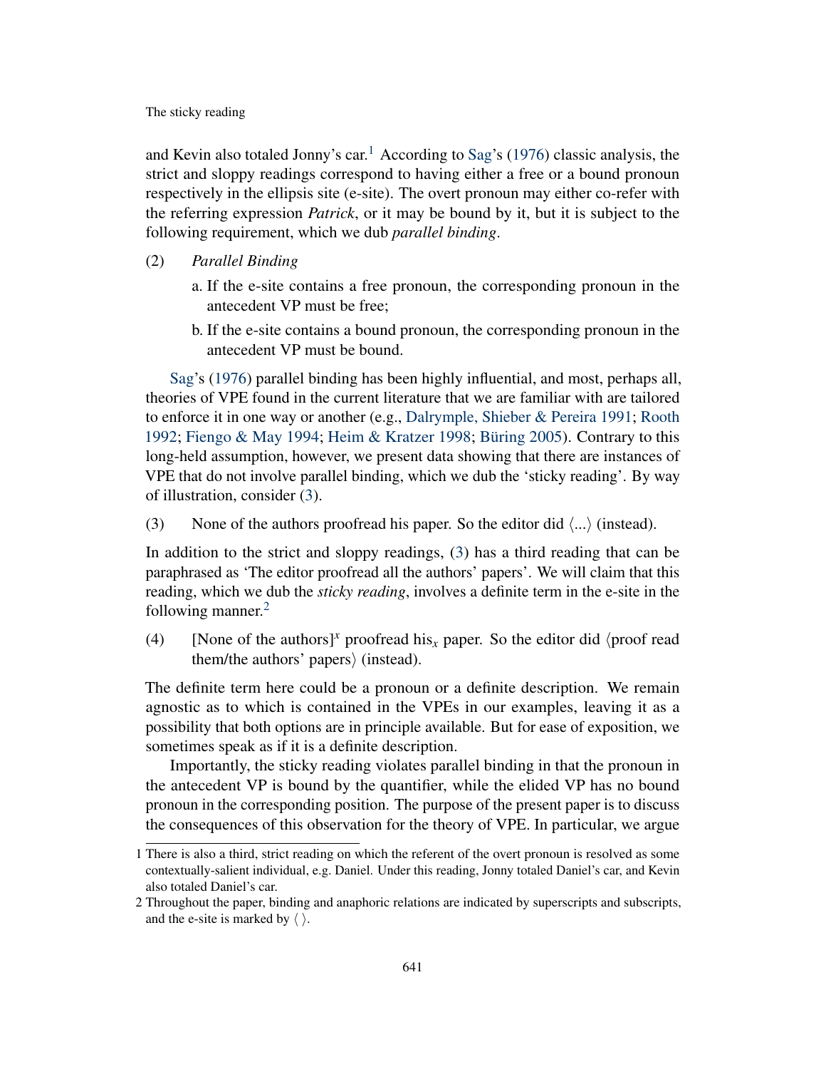and Kevin also totaled Jonny's car.[1] According to Sag's (1976) classic analysis, the strict and sloppy readings correspond to having either a free or a bound pronoun respectively in the ellipsis site (e-site). The overt pronoun may either co-refer with the referring expression *Patrick*, or it may be bound by it, but it is subject to the following requirement, which we dub *parallel binding*.

(2) *Parallel Binding*

a. If the e-site contains a free pronoun, the corresponding pronoun in the antecedent VP must be free;

b. If the e-site contains a bound pronoun, the corresponding pronoun in the antecedent VP must be bound.

Sag's (1976) parallel binding has been highly influential, and most, perhaps all, theories of VPE found in the current literature that we are familiar with are tailored to enforce it in one way or another (e.g., Dalrymple, Shieber & Pereira 1991; Rooth 1992; Fiengo & May 1994; Heim & Kratzer 1998; Büring 2005). Contrary to this long-held assumption, however, we present data showing that there are instances of VPE that do not involve parallel binding, which we dub the 'sticky reading'. By way of illustration, consider (3).

(3) None of the authors proofread his paper. So the editor did ⟨...⟩ (instead).

In addition to the strict and sloppy readings, (3) has a third reading that can be paraphrased as 'The editor proofread all the authors' papers'. We will claim that this reading, which we dub the *sticky reading*, involves a definite term in the e-site in the following manner.[2]

(4) [None of the authors]$^x$ proofread his$_x$ paper. So the editor did ⟨proof read them/the authors' papers⟩ (instead).

The definite term here could be a pronoun or a definite description. We remain agnostic as to which is contained in the VPEs in our examples, leaving it as a possibility that both options are in principle available. But for ease of exposition, we sometimes speak as if it is a definite description.

Importantly, the sticky reading violates parallel binding in that the pronoun in the antecedent VP is bound by the quantifier, while the elided VP has no bound pronoun in the corresponding position. The purpose of the present paper is to discuss the consequences of this observation for the theory of VPE. In particular, we argue

---

1 There is also a third, strict reading on which the referent of the overt pronoun is resolved as some contextually-salient individual, e.g. Daniel. Under this reading, Jonny totaled Daniel's car, and Kevin also totaled Daniel's car.

2 Throughout the paper, binding and anaphoric relations are indicated by superscripts and subscripts, and the e-site is marked by ⟨ ⟩.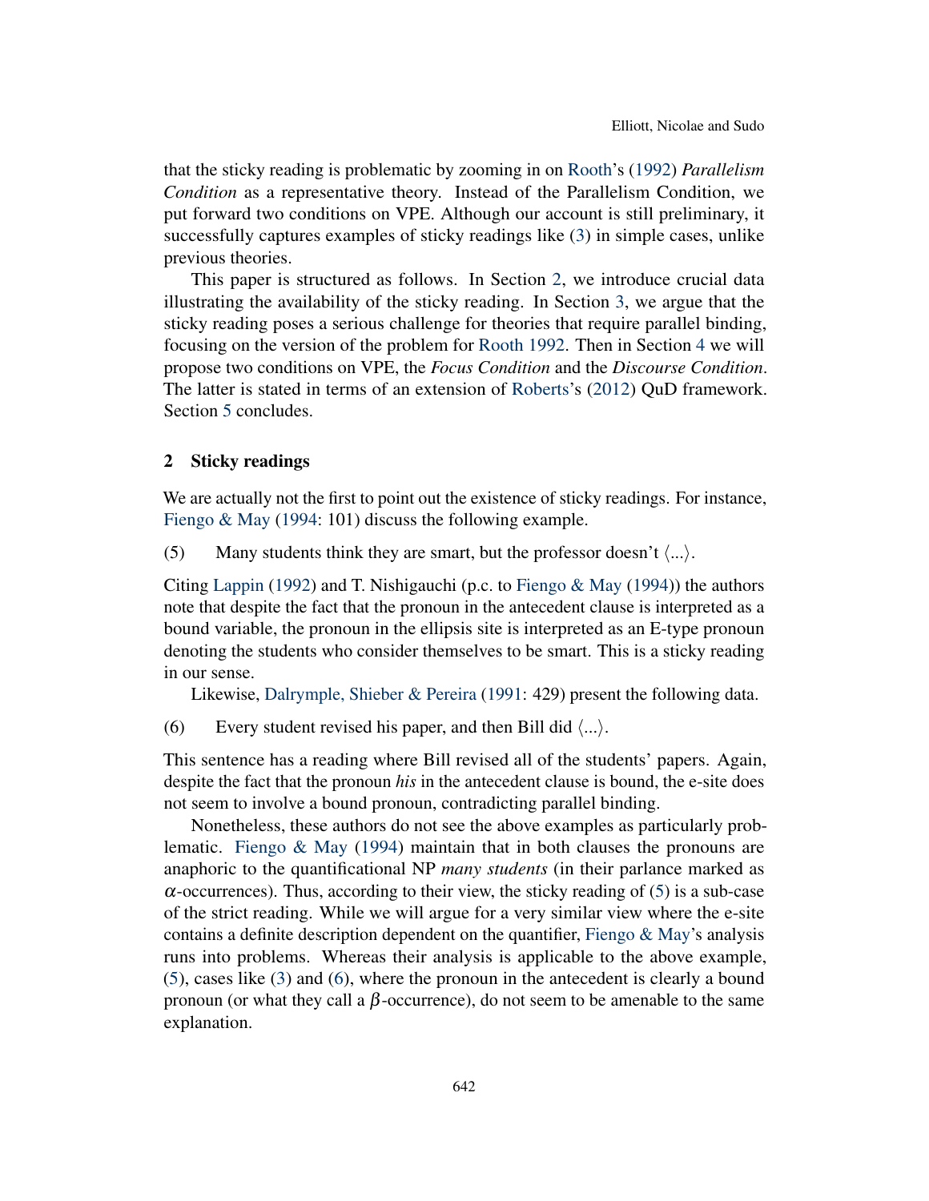that the sticky reading is problematic by zooming in on Rooth's (1992) *Parallelism Condition* as a representative theory. Instead of the Parallelism Condition, we put forward two conditions on VPE. Although our account is still preliminary, it successfully captures examples of sticky readings like (3) in simple cases, unlike previous theories.

This paper is structured as follows. In Section 2, we introduce crucial data illustrating the availability of the sticky reading. In Section 3, we argue that the sticky reading poses a serious challenge for theories that require parallel binding, focusing on the version of the problem for Rooth 1992. Then in Section 4 we will propose two conditions on VPE, the *Focus Condition* and the *Discourse Condition*. The latter is stated in terms of an extension of Roberts's (2012) QuD framework. Section 5 concludes.

## 2 Sticky readings

We are actually not the first to point out the existence of sticky readings. For instance, Fiengo & May (1994: 101) discuss the following example.

(5) Many students think they are smart, but the professor doesn't ⟨...⟩.

Citing Lappin (1992) and T. Nishigauchi (p.c. to Fiengo & May (1994)) the authors note that despite the fact that the pronoun in the antecedent clause is interpreted as a bound variable, the pronoun in the ellipsis site is interpreted as an E-type pronoun denoting the students who consider themselves to be smart. This is a sticky reading in our sense.

Likewise, Dalrymple, Shieber & Pereira (1991: 429) present the following data.

(6) Every student revised his paper, and then Bill did ⟨...⟩.

This sentence has a reading where Bill revised all of the students' papers. Again, despite the fact that the pronoun *his* in the antecedent clause is bound, the e-site does not seem to involve a bound pronoun, contradicting parallel binding.

Nonetheless, these authors do not see the above examples as particularly problematic. Fiengo & May (1994) maintain that in both clauses the pronouns are anaphoric to the quantificational NP *many students* (in their parlance marked as $\alpha$-occurrences). Thus, according to their view, the sticky reading of (5) is a sub-case of the strict reading. While we will argue for a very similar view where the e-site contains a definite description dependent on the quantifier, Fiengo & May's analysis runs into problems. Whereas their analysis is applicable to the above example, (5), cases like (3) and (6), where the pronoun in the antecedent is clearly a bound pronoun (or what they call a $\beta$-occurrence), do not seem to be amenable to the same explanation.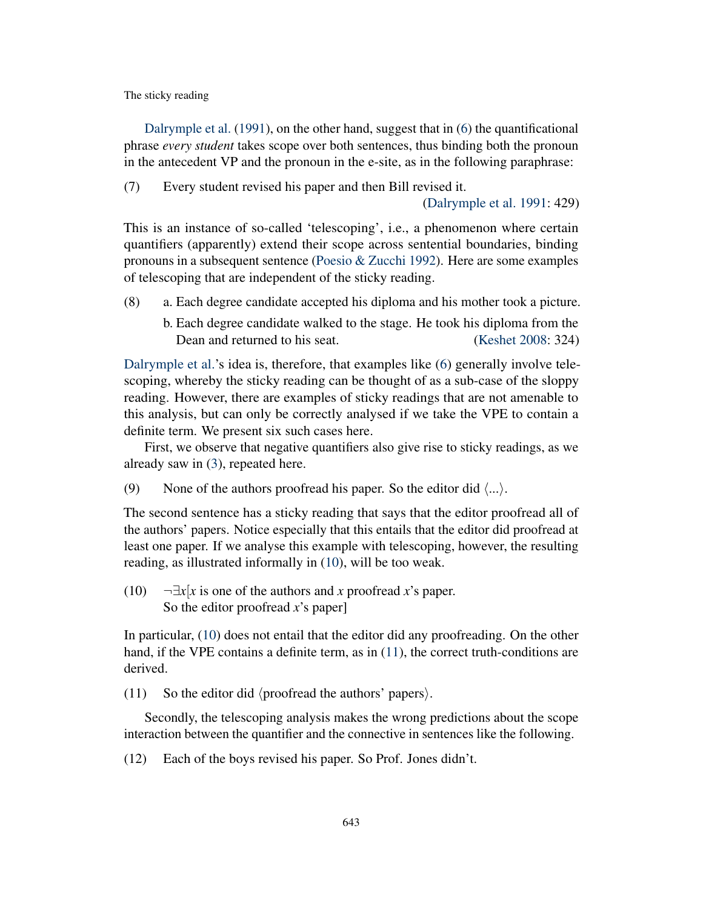Dalrymple et al. (1991), on the other hand, suggest that in (6) the quantificational phrase *every student* takes scope over both sentences, thus binding both the pronoun in the antecedent VP and the pronoun in the e-site, as in the following paraphrase:

(7) Every student revised his paper and then Bill revised it. (Dalrymple et al. 1991: 429)

This is an instance of so-called 'telescoping', i.e., a phenomenon where certain quantifiers (apparently) extend their scope across sentential boundaries, binding pronouns in a subsequent sentence (Poesio & Zucchi 1992). Here are some examples of telescoping that are independent of the sticky reading.

(8) a. Each degree candidate accepted his diploma and his mother took a picture.
b. Each degree candidate walked to the stage. He took his diploma from the Dean and returned to his seat. (Keshet 2008: 324)

Dalrymple et al.'s idea is, therefore, that examples like (6) generally involve telescoping, whereby the sticky reading can be thought of as a sub-case of the sloppy reading. However, there are examples of sticky readings that are not amenable to this analysis, but can only be correctly analysed if we take the VPE to contain a definite term. We present six such cases here.

First, we observe that negative quantifiers also give rise to sticky readings, as we already saw in (3), repeated here.

(9) None of the authors proofread his paper. So the editor did ⟨...⟩.

The second sentence has a sticky reading that says that the editor proofread all of the authors' papers. Notice especially that this entails that the editor did proofread at least one paper. If we analyse this example with telescoping, however, the resulting reading, as illustrated informally in (10), will be too weak.

(10) $\neg\exists x$[$x$ is one of the authors and $x$ proofread $x$'s paper.
So the editor proofread $x$'s paper]

In particular, (10) does not entail that the editor did any proofreading. On the other hand, if the VPE contains a definite term, as in (11), the correct truth-conditions are derived.

(11) So the editor did ⟨proofread the authors' papers⟩.

Secondly, the telescoping analysis makes the wrong predictions about the scope interaction between the quantifier and the connective in sentences like the following.

(12) Each of the boys revised his paper. So Prof. Jones didn't.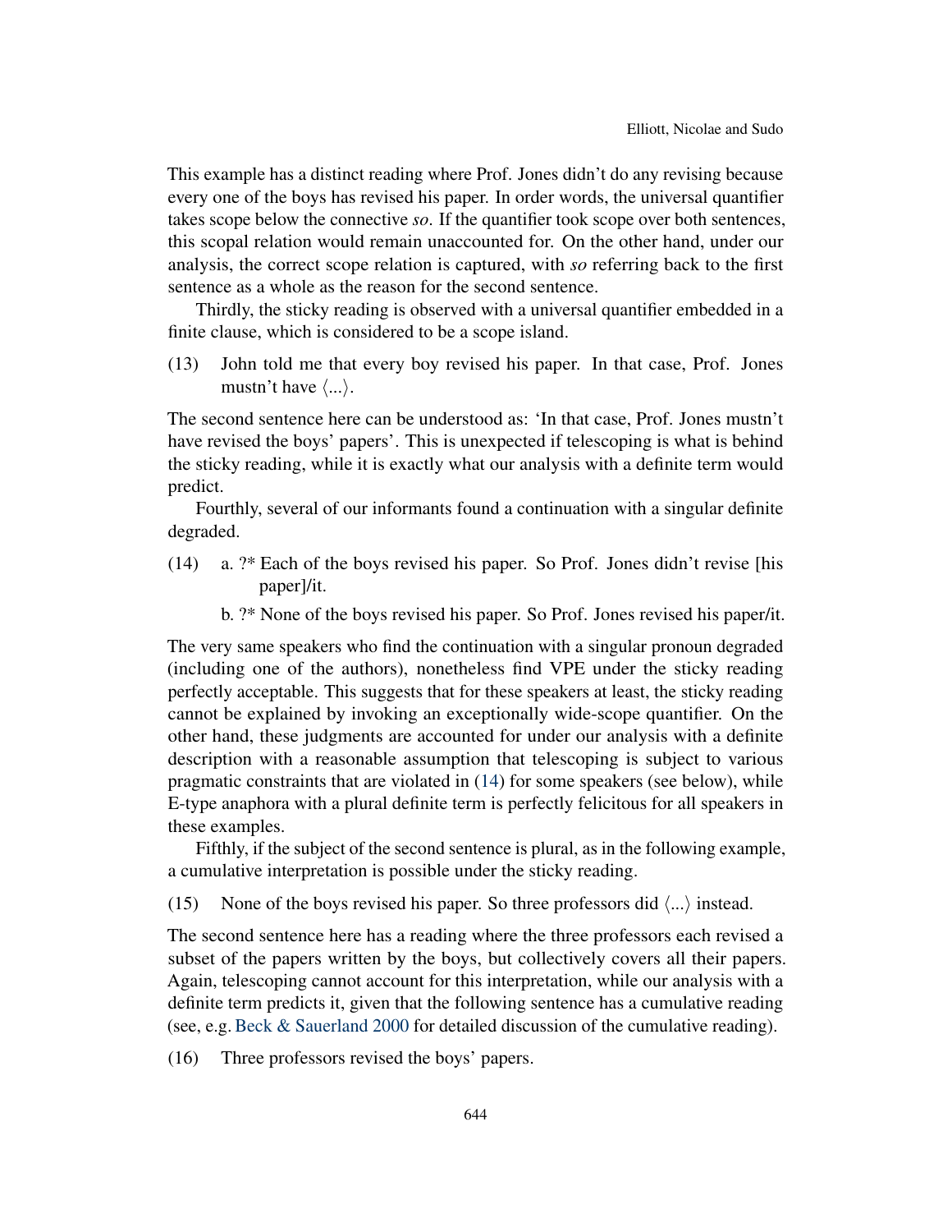This example has a distinct reading where Prof. Jones didn't do any revising because every one of the boys has revised his paper. In order words, the universal quantifier takes scope below the connective *so*. If the quantifier took scope over both sentences, this scopal relation would remain unaccounted for. On the other hand, under our analysis, the correct scope relation is captured, with *so* referring back to the first sentence as a whole as the reason for the second sentence.

Thirdly, the sticky reading is observed with a universal quantifier embedded in a finite clause, which is considered to be a scope island.

(13) John told me that every boy revised his paper. In that case, Prof. Jones mustn't have ⟨...⟩.

The second sentence here can be understood as: 'In that case, Prof. Jones mustn't have revised the boys' papers'. This is unexpected if telescoping is what is behind the sticky reading, while it is exactly what our analysis with a definite term would predict.

Fourthly, several of our informants found a continuation with a singular definite degraded.

(14) a. ?* Each of the boys revised his paper. So Prof. Jones didn't revise [his paper]/it.

b. ?* None of the boys revised his paper. So Prof. Jones revised his paper/it.

The very same speakers who find the continuation with a singular pronoun degraded (including one of the authors), nonetheless find VPE under the sticky reading perfectly acceptable. This suggests that for these speakers at least, the sticky reading cannot be explained by invoking an exceptionally wide-scope quantifier. On the other hand, these judgments are accounted for under our analysis with a definite description with a reasonable assumption that telescoping is subject to various pragmatic constraints that are violated in (14) for some speakers (see below), while E-type anaphora with a plural definite term is perfectly felicitous for all speakers in these examples.

Fifthly, if the subject of the second sentence is plural, as in the following example, a cumulative interpretation is possible under the sticky reading.

(15) None of the boys revised his paper. So three professors did ⟨...⟩ instead.

The second sentence here has a reading where the three professors each revised a subset of the papers written by the boys, but collectively covers all their papers. Again, telescoping cannot account for this interpretation, while our analysis with a definite term predicts it, given that the following sentence has a cumulative reading (see, e.g. Beck & Sauerland 2000 for detailed discussion of the cumulative reading).

(16) Three professors revised the boys' papers.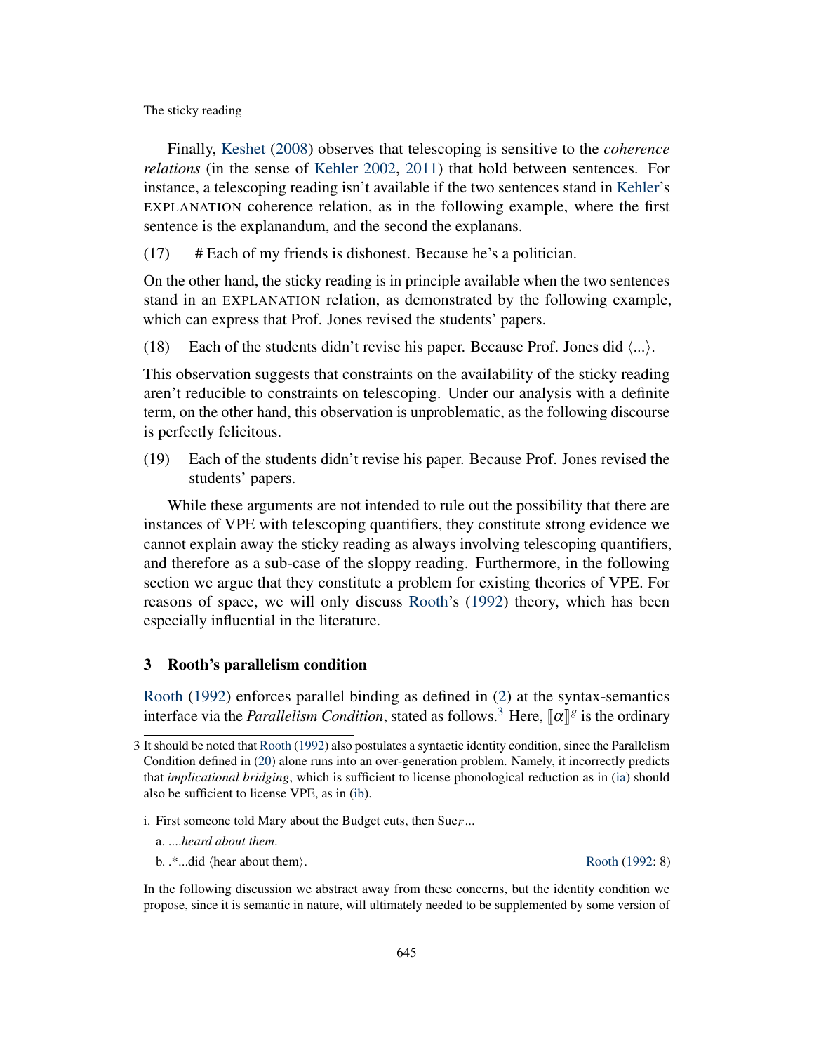Finally, Keshet (2008) observes that telescoping is sensitive to the *coherence relations* (in the sense of Kehler 2002, 2011) that hold between sentences. For instance, a telescoping reading isn't available if the two sentences stand in Kehler's EXPLANATION coherence relation, as in the following example, where the first sentence is the explanandum, and the second the explanans.

(17) # Each of my friends is dishonest. Because he's a politician.

On the other hand, the sticky reading is in principle available when the two sentences stand in an EXPLANATION relation, as demonstrated by the following example, which can express that Prof. Jones revised the students' papers.

(18) Each of the students didn't revise his paper. Because Prof. Jones did ⟨...⟩.

This observation suggests that constraints on the availability of the sticky reading aren't reducible to constraints on telescoping. Under our analysis with a definite term, on the other hand, this observation is unproblematic, as the following discourse is perfectly felicitous.

(19) Each of the students didn't revise his paper. Because Prof. Jones revised the students' papers.

While these arguments are not intended to rule out the possibility that there are instances of VPE with telescoping quantifiers, they constitute strong evidence we cannot explain away the sticky reading as always involving telescoping quantifiers, and therefore as a sub-case of the sloppy reading. Furthermore, in the following section we argue that they constitute a problem for existing theories of VPE. For reasons of space, we will only discuss Rooth's (1992) theory, which has been especially influential in the literature.

## 3 Rooth's parallelism condition

Rooth (1992) enforces parallel binding as defined in (2) at the syntax-semantics interface via the *Parallelism Condition*, stated as follows.[3] Here, $[\![\alpha]\!]^g$ is the ordinary

---

[3] It should be noted that Rooth (1992) also postulates a syntactic identity condition, since the Parallelism Condition defined in (20) alone runs into an over-generation problem. Namely, it incorrectly predicts that *implicational bridging*, which is sufficient to license phonological reduction as in (ia) should also be sufficient to license VPE, as in (ib).

i. First someone told Mary about the Budget cuts, then Sue$_F$...

a. ....*heard about them*.

b. .*...did ⟨hear about them⟩. Rooth (1992: 8)

In the following discussion we abstract away from these concerns, but the identity condition we propose, since it is semantic in nature, will ultimately needed to be supplemented by some version of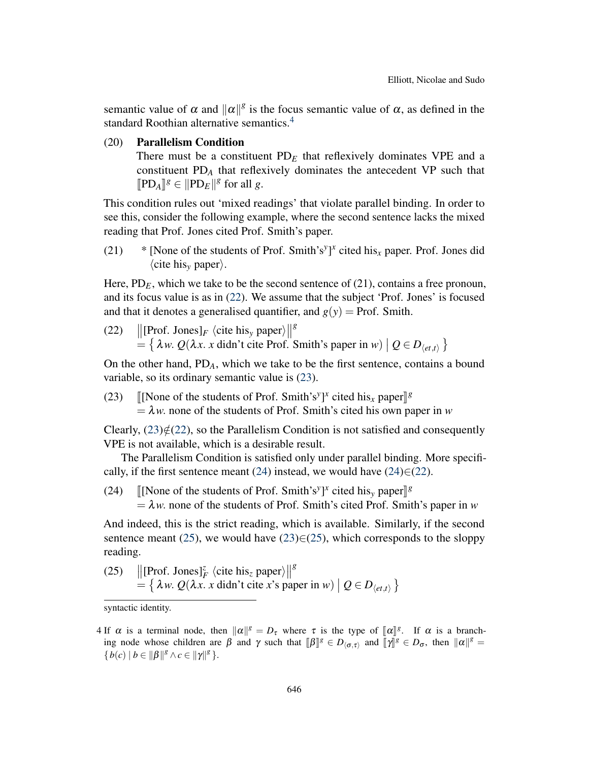semantic value of $\alpha$ and $\|\alpha\|^g$ is the focus semantic value of $\alpha$, as defined in the standard Roothian alternative semantics.[4]

(20) **Parallelism Condition**
There must be a constituent $\text{PD}_E$ that reflexively dominates VPE and a constituent $\text{PD}_A$ that reflexively dominates the antecedent VP such that $[\![\text{PD}_A]\!]^g \in \|\text{PD}_E\|^g$ for all $g$.

This condition rules out 'mixed readings' that violate parallel binding. In order to see this, consider the following example, where the second sentence lacks the mixed reading that Prof. Jones cited Prof. Smith's paper.

(21) * [None of the students of Prof. Smith's$^y$]$^x$ cited his$_x$ paper. Prof. Jones did $\langle$cite his$_y$ paper$\rangle$.

Here, $\text{PD}_E$, which we take to be the second sentence of (21), contains a free pronoun, and its focus value is as in (22). We assume that the subject 'Prof. Jones' is focused and that it denotes a generalised quantifier, and $g(y) = \text{Prof. Smith}$.

(22) $\left\|[\text{Prof. Jones}]_F \ \langle\text{cite his}_y \text{ paper}\rangle\right\|^g$
$= \left\{ \lambda w.\ Q(\lambda x.\ x \text{ didn't cite Prof. Smith's paper in } w) \;\middle|\; Q \in D_{\langle et,t\rangle} \right\}$

On the other hand, $\text{PD}_A$, which we take to be the first sentence, contains a bound variable, so its ordinary semantic value is (23).

(23) $[\![[\text{None of the students of Prof. Smith's}^y]^x \text{ cited his}_x \text{ paper}]\!]^g$
$= \lambda w.$ none of the students of Prof. Smith's cited his own paper in $w$

Clearly, (23)$\notin$(22), so the Parallelism Condition is not satisfied and consequently VPE is not available, which is a desirable result.

The Parallelism Condition is satisfied only under parallel binding. More specifically, if the first sentence meant (24) instead, we would have (24)$\in$(22).

(24) $[\![[\text{None of the students of Prof. Smith's}^y]^x \text{ cited his}_y \text{ paper}]\!]^g$
$= \lambda w.$ none of the students of Prof. Smith's cited Prof. Smith's paper in $w$

And indeed, this is the strict reading, which is available. Similarly, if the second sentence meant (25), we would have (23)$\in$(25), which corresponds to the sloppy reading.

(25) $\left\|[\text{Prof. Jones}]_F^z \ \langle\text{cite his}_z \text{ paper}\rangle\right\|^g$
$= \left\{ \lambda w.\ Q(\lambda x.\ x \text{ didn't cite } x\text{'s paper in } w) \;\middle|\; Q \in D_{\langle et,t\rangle} \right\}$

---

syntactic identity.

4 If $\alpha$ is a terminal node, then $\|\alpha\|^g = D_\tau$ where $\tau$ is the type of $[\![\alpha]\!]^g$. If $\alpha$ is a branching node whose children are $\beta$ and $\gamma$ such that $[\![\beta]\!]^g \in D_{\langle\sigma,\tau\rangle}$ and $[\![\gamma]\!]^g \in D_\sigma$, then $\|\alpha\|^g = \{ b(c) \mid b \in \|\beta\|^g \wedge c \in \|\gamma\|^g \}$.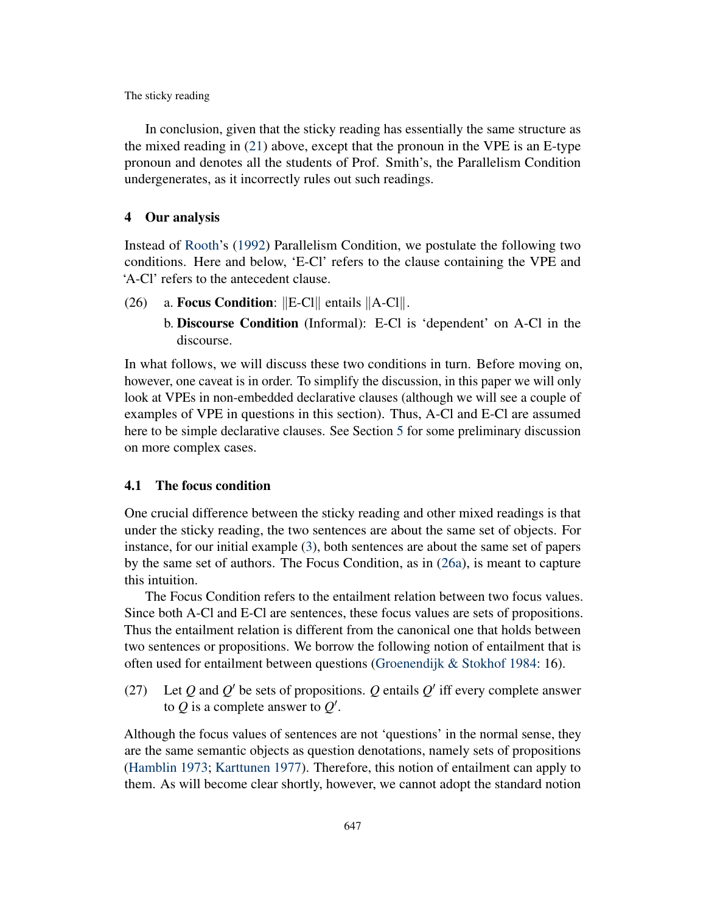In conclusion, given that the sticky reading has essentially the same structure as the mixed reading in (21) above, except that the pronoun in the VPE is an E-type pronoun and denotes all the students of Prof. Smith's, the Parallelism Condition undergenerates, as it incorrectly rules out such readings.

## 4 Our analysis

Instead of Rooth's (1992) Parallelism Condition, we postulate the following two conditions. Here and below, 'E-Cl' refers to the clause containing the VPE and 'A-Cl' refers to the antecedent clause.

(26) a. **Focus Condition**: $\|$E-Cl$\|$ entails $\|$A-Cl$\|$.

b. **Discourse Condition** (Informal): E-Cl is 'dependent' on A-Cl in the discourse.

In what follows, we will discuss these two conditions in turn. Before moving on, however, one caveat is in order. To simplify the discussion, in this paper we will only look at VPEs in non-embedded declarative clauses (although we will see a couple of examples of VPE in questions in this section). Thus, A-Cl and E-Cl are assumed here to be simple declarative clauses. See Section 5 for some preliminary discussion on more complex cases.

### 4.1 The focus condition

One crucial difference between the sticky reading and other mixed readings is that under the sticky reading, the two sentences are about the same set of objects. For instance, for our initial example (3), both sentences are about the same set of papers by the same set of authors. The Focus Condition, as in (26a), is meant to capture this intuition.

The Focus Condition refers to the entailment relation between two focus values. Since both A-Cl and E-Cl are sentences, these focus values are sets of propositions. Thus the entailment relation is different from the canonical one that holds between two sentences or propositions. We borrow the following notion of entailment that is often used for entailment between questions (Groenendijk & Stokhof 1984: 16).

(27) Let $Q$ and $Q'$ be sets of propositions. $Q$ entails $Q'$ iff every complete answer to $Q$ is a complete answer to $Q'$.

Although the focus values of sentences are not 'questions' in the normal sense, they are the same semantic objects as question denotations, namely sets of propositions (Hamblin 1973; Karttunen 1977). Therefore, this notion of entailment can apply to them. As will become clear shortly, however, we cannot adopt the standard notion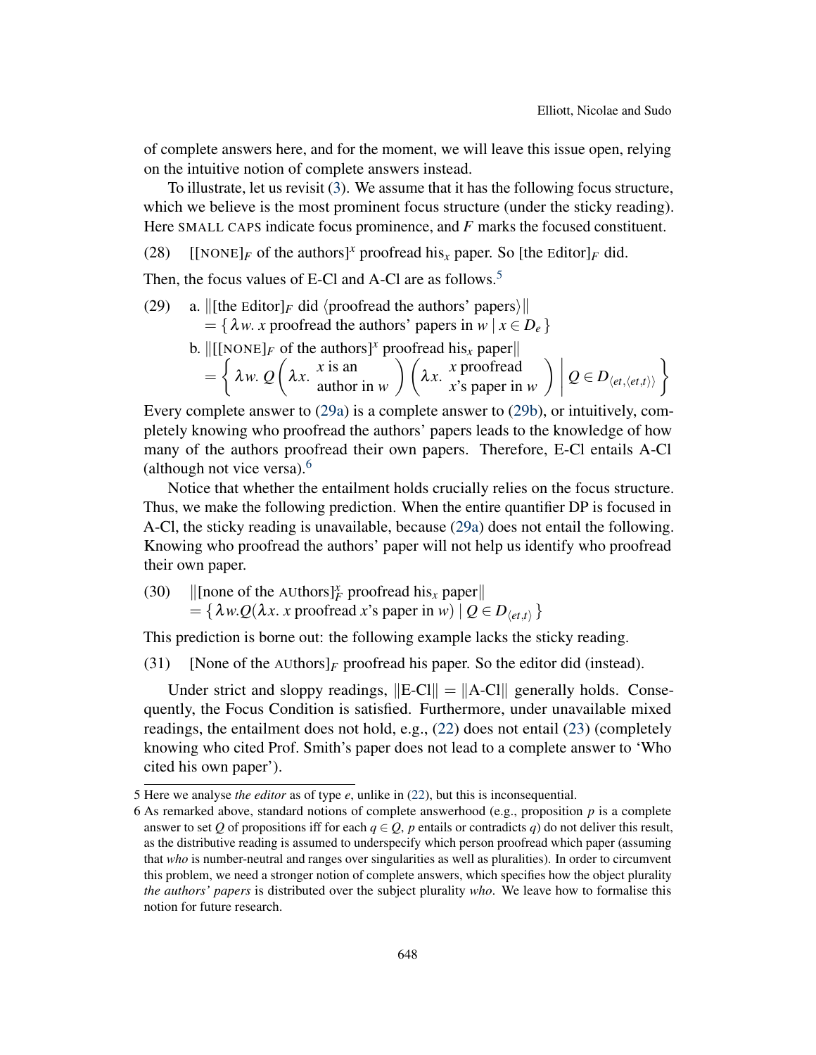of complete answers here, and for the moment, we will leave this issue open, relying on the intuitive notion of complete answers instead.

To illustrate, let us revisit (3). We assume that it has the following focus structure, which we believe is the most prominent focus structure (under the sticky reading). Here SMALL CAPS indicate focus prominence, and $F$ marks the focused constituent.

(28) [[NONE]$_F$ of the authors]$^x$ proofread his$_x$ paper. So [the EDitor]$_F$ did.

Then, the focus values of E-Cl and A-Cl are as follows.[5]

(29) a. $\|$[the EDitor]$_F$ did ⟨proofread the authors' papers⟩$\|$
$= \{\, \lambda w.\ x$ proofread the authors' papers in $w \mid x \in D_e \,\}$

b. $\|$[[NONE]$_F$ of the authors]$^x$ proofread his$_x$ paper$\|$
$$= \left\{ \lambda w.\ Q\left(\lambda x.\ \begin{array}{c} x \text{ is an} \\ \text{author in } w \end{array}\right)\left(\lambda x.\ \begin{array}{c} x \text{ proofread} \\ x\text{'s paper in } w \end{array}\right) \,\middle|\, Q \in D_{\langle et,\langle et,t\rangle\rangle} \right\}$$

Every complete answer to (29a) is a complete answer to (29b), or intuitively, completely knowing who proofread the authors' papers leads to the knowledge of how many of the authors proofread their own papers. Therefore, E-Cl entails A-Cl (although not vice versa).[6]

Notice that whether the entailment holds crucially relies on the focus structure. Thus, we make the following prediction. When the entire quantifier DP is focused in A-Cl, the sticky reading is unavailable, because (29a) does not entail the following. Knowing who proofread the authors' paper will not help us identify who proofread their own paper.

(30) $\|$[none of the AUthors]$^x_F$ proofread his$_x$ paper$\|$
$= \{\, \lambda w. Q(\lambda x.\ x$ proofread $x$'s paper in $w) \mid Q \in D_{\langle et,t\rangle} \,\}$

This prediction is borne out: the following example lacks the sticky reading.

(31) [None of the AUthors]$_F$ proofread his paper. So the editor did (instead).

Under strict and sloppy readings, $\|$E-Cl$\| = \|$A-Cl$\|$ generally holds. Consequently, the Focus Condition is satisfied. Furthermore, under unavailable mixed readings, the entailment does not hold, e.g., (22) does not entail (23) (completely knowing who cited Prof. Smith's paper does not lead to a complete answer to 'Who cited his own paper').

---

5 Here we analyse *the editor* as of type $e$, unlike in (22), but this is inconsequential.

6 As remarked above, standard notions of complete answerhood (e.g., proposition $p$ is a complete answer to set $Q$ of propositions iff for each $q \in Q$, $p$ entails or contradicts $q$) do not deliver this result, as the distributive reading is assumed to underspecify which person proofread which paper (assuming that *who* is number-neutral and ranges over singularities as well as pluralities). In order to circumvent this problem, we need a stronger notion of complete answers, which specifies how the object plurality *the authors' papers* is distributed over the subject plurality *who*. We leave how to formalise this notion for future research.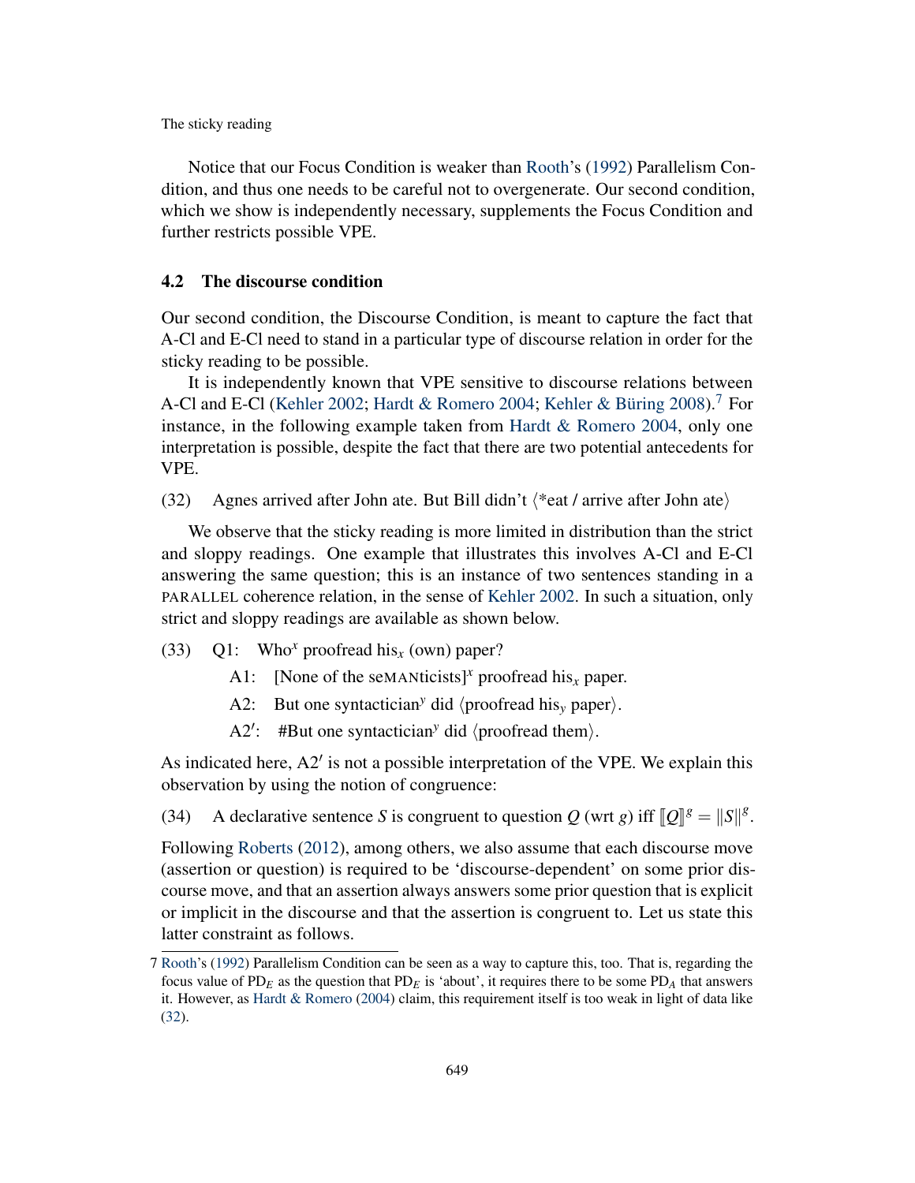Notice that our Focus Condition is weaker than Rooth's (1992) Parallelism Condition, and thus one needs to be careful not to overgenerate. Our second condition, which we show is independently necessary, supplements the Focus Condition and further restricts possible VPE.

### 4.2 The discourse condition

Our second condition, the Discourse Condition, is meant to capture the fact that A-Cl and E-Cl need to stand in a particular type of discourse relation in order for the sticky reading to be possible.

It is independently known that VPE sensitive to discourse relations between A-Cl and E-Cl (Kehler 2002; Hardt & Romero 2004; Kehler & Büring 2008).[7] For instance, in the following example taken from Hardt & Romero 2004, only one interpretation is possible, despite the fact that there are two potential antecedents for VPE.

(32) Agnes arrived after John ate. But Bill didn't ⟨*eat / arrive after John ate⟩

We observe that the sticky reading is more limited in distribution than the strict and sloppy readings. One example that illustrates this involves A-Cl and E-Cl answering the same question; this is an instance of two sentences standing in a PARALLEL coherence relation, in the sense of Kehler 2002. In such a situation, only strict and sloppy readings are available as shown below.

(33) Q1: Who$^x$ proofread his$_x$ (own) paper?

A1: [None of the seMANticists]$^x$ proofread his$_x$ paper.

A2: But one syntactician$^y$ did ⟨proofread his$_y$ paper⟩.

A2′: #But one syntactician$^y$ did ⟨proofread them⟩.

As indicated here, A2′ is not a possible interpretation of the VPE. We explain this observation by using the notion of congruence:

(34) A declarative sentence $S$ is congruent to question $Q$ (wrt $g$) iff $[\![Q]\!]^g = \|S\|^g$.

Following Roberts (2012), among others, we also assume that each discourse move (assertion or question) is required to be 'discourse-dependent' on some prior discourse move, and that an assertion always answers some prior question that is explicit or implicit in the discourse and that the assertion is congruent to. Let us state this latter constraint as follows.

---

7 Rooth's (1992) Parallelism Condition can be seen as a way to capture this, too. That is, regarding the focus value of $\mathrm{PD}_E$ as the question that $\mathrm{PD}_E$ is 'about', it requires there to be some $\mathrm{PD}_A$ that answers it. However, as Hardt & Romero (2004) claim, this requirement itself is too weak in light of data like (32).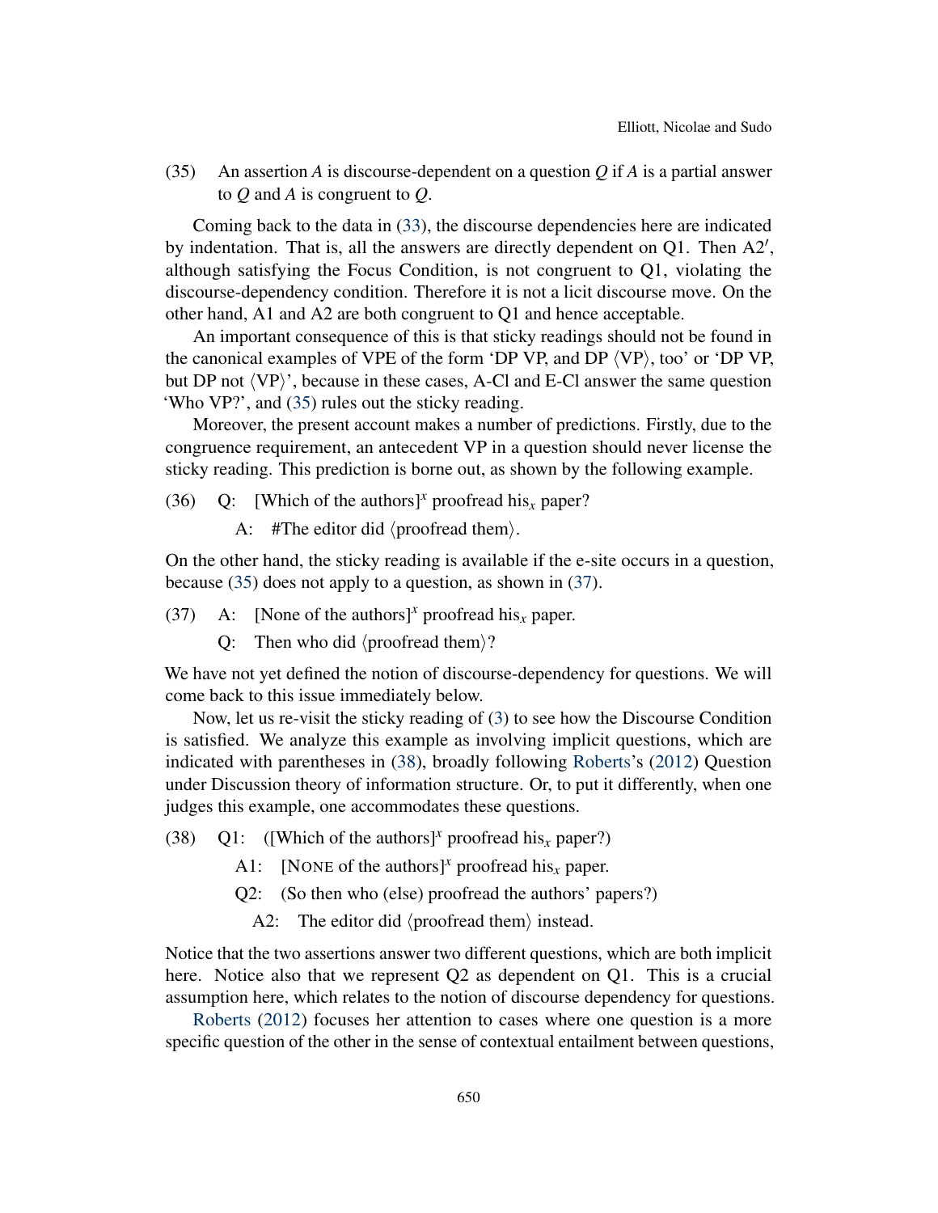(35) An assertion *A* is discourse-dependent on a question *Q* if *A* is a partial answer to *Q* and *A* is congruent to *Q*.

Coming back to the data in (33), the discourse dependencies here are indicated by indentation. That is, all the answers are directly dependent on Q1. Then A2′, although satisfying the Focus Condition, is not congruent to Q1, violating the discourse-dependency condition. Therefore it is not a licit discourse move. On the other hand, A1 and A2 are both congruent to Q1 and hence acceptable.

An important consequence of this is that sticky readings should not be found in the canonical examples of VPE of the form 'DP VP, and DP ⟨VP⟩, too' or 'DP VP, but DP not ⟨VP⟩', because in these cases, A-Cl and E-Cl answer the same question 'Who VP?', and (35) rules out the sticky reading.

Moreover, the present account makes a number of predictions. Firstly, due to the congruence requirement, an antecedent VP in a question should never license the sticky reading. This prediction is borne out, as shown by the following example.

(36) Q: [Which of the authors]$^x$ proofread his$_x$ paper?

  A: #The editor did ⟨proofread them⟩.

On the other hand, the sticky reading is available if the e-site occurs in a question, because (35) does not apply to a question, as shown in (37).

(37) A: [None of the authors]$^x$ proofread his$_x$ paper.

  Q: Then who did ⟨proofread them⟩?

We have not yet defined the notion of discourse-dependency for questions. We will come back to this issue immediately below.

Now, let us re-visit the sticky reading of (3) to see how the Discourse Condition is satisfied. We analyze this example as involving implicit questions, which are indicated with parentheses in (38), broadly following Roberts's (2012) Question under Discussion theory of information structure. Or, to put it differently, when one judges this example, one accommodates these questions.

(38) Q1: ([Which of the authors]$^x$ proofread his$_x$ paper?)

  A1: [NONE of the authors]$^x$ proofread his$_x$ paper.

  Q2: (So then who (else) proofread the authors' papers?)

   A2: The editor did ⟨proofread them⟩ instead.

Notice that the two assertions answer two different questions, which are both implicit here. Notice also that we represent Q2 as dependent on Q1. This is a crucial assumption here, which relates to the notion of discourse dependency for questions.

Roberts (2012) focuses her attention to cases where one question is a more specific question of the other in the sense of contextual entailment between questions,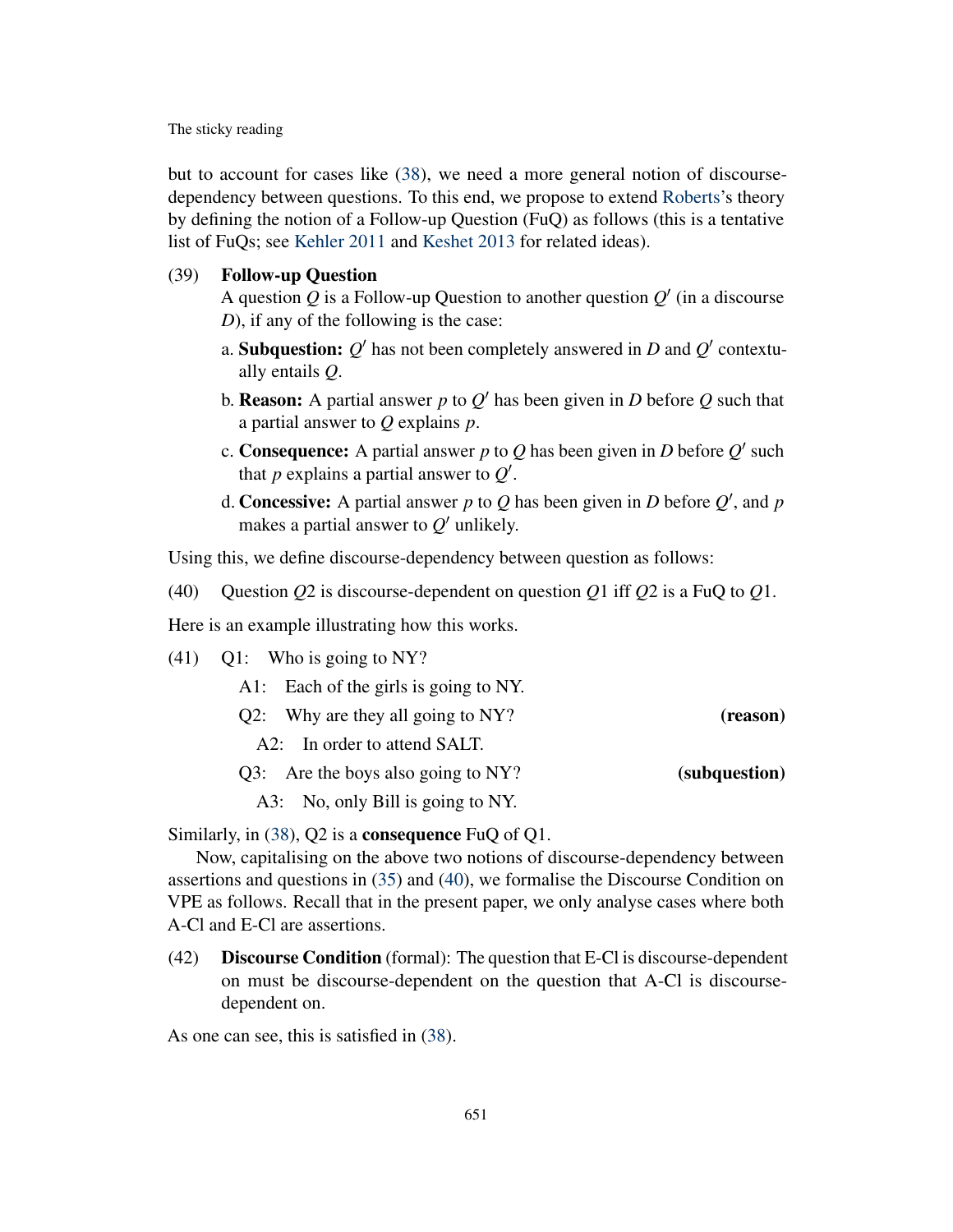but to account for cases like (38), we need a more general notion of discourse-dependency between questions. To this end, we propose to extend Roberts's theory by defining the notion of a Follow-up Question (FuQ) as follows (this is a tentative list of FuQs; see Kehler 2011 and Keshet 2013 for related ideas).

(39) **Follow-up Question**
A question $Q$ is a Follow-up Question to another question $Q'$ (in a discourse $D$), if any of the following is the case:

a. **Subquestion:** $Q'$ has not been completely answered in $D$ and $Q'$ contextually entails $Q$.

b. **Reason:** A partial answer $p$ to $Q'$ has been given in $D$ before $Q$ such that a partial answer to $Q$ explains $p$.

c. **Consequence:** A partial answer $p$ to $Q$ has been given in $D$ before $Q'$ such that $p$ explains a partial answer to $Q'$.

d. **Concessive:** A partial answer $p$ to $Q$ has been given in $D$ before $Q'$, and $p$ makes a partial answer to $Q'$ unlikely.

Using this, we define discourse-dependency between question as follows:

(40) Question $Q2$ is discourse-dependent on question $Q1$ iff $Q2$ is a FuQ to $Q1$.

Here is an example illustrating how this works.

(41) Q1: Who is going to NY?
  A1: Each of the girls is going to NY.
  Q2: Why are they all going to NY? **(reason)**
    A2: In order to attend SALT.
  Q3: Are the boys also going to NY? **(subquestion)**
    A3: No, only Bill is going to NY.

Similarly, in (38), Q2 is a **consequence** FuQ of Q1.

Now, capitalising on the above two notions of discourse-dependency between assertions and questions in (35) and (40), we formalise the Discourse Condition on VPE as follows. Recall that in the present paper, we only analyse cases where both A-Cl and E-Cl are assertions.

(42) **Discourse Condition** (formal): The question that E-Cl is discourse-dependent on must be discourse-dependent on the question that A-Cl is discourse-dependent on.

As one can see, this is satisfied in (38).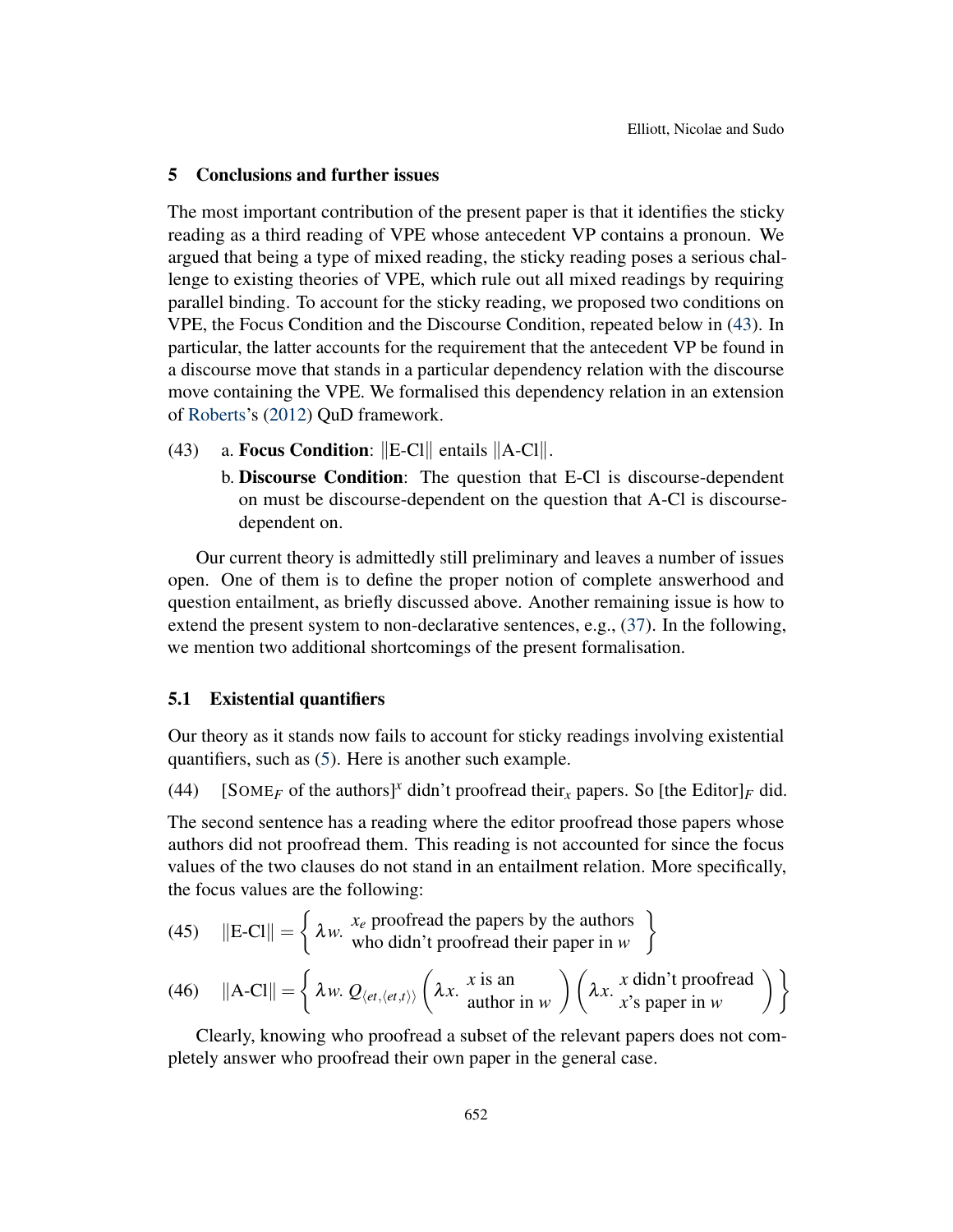## 5 Conclusions and further issues

The most important contribution of the present paper is that it identifies the sticky reading as a third reading of VPE whose antecedent VP contains a pronoun. We argued that being a type of mixed reading, the sticky reading poses a serious challenge to existing theories of VPE, which rule out all mixed readings by requiring parallel binding. To account for the sticky reading, we proposed two conditions on VPE, the Focus Condition and the Discourse Condition, repeated below in (43). In particular, the latter accounts for the requirement that the antecedent VP be found in a discourse move that stands in a particular dependency relation with the discourse move containing the VPE. We formalised this dependency relation in an extension of Roberts's (2012) QuD framework.

(43) a. **Focus Condition**: $\|\text{E-Cl}\|$ entails $\|\text{A-Cl}\|$.

b. **Discourse Condition**: The question that E-Cl is discourse-dependent on must be discourse-dependent on the question that A-Cl is discourse-dependent on.

Our current theory is admittedly still preliminary and leaves a number of issues open. One of them is to define the proper notion of complete answerhood and question entailment, as briefly discussed above. Another remaining issue is how to extend the present system to non-declarative sentences, e.g., (37). In the following, we mention two additional shortcomings of the present formalisation.

### 5.1 Existential quantifiers

Our theory as it stands now fails to account for sticky readings involving existential quantifiers, such as (5). Here is another such example.

(44) [SOME$_F$ of the authors]$^x$ didn't proofread their$_x$ papers. So [the Editor]$_F$ did.

The second sentence has a reading where the editor proofread those papers whose authors did not proofread them. This reading is not accounted for since the focus values of the two clauses do not stand in an entailment relation. More specifically, the focus values are the following:

(45) $$\|\text{E-Cl}\| = \left\{ \lambda w.\ \begin{array}{l} x_e \text{ proofread the papers by the authors} \\ \text{who didn't proofread their paper in } w \end{array} \right\}$$

(46) $$\|\text{A-Cl}\| = \left\{ \lambda w.\ Q_{\langle et,\langle et,t\rangle\rangle} \left( \lambda x.\ \begin{array}{l} x \text{ is an} \\ \text{author in } w \end{array} \right) \left( \lambda x.\ \begin{array}{l} x \text{ didn't proofread} \\ x\text{'s paper in } w \end{array} \right) \right\}$$

Clearly, knowing who proofread a subset of the relevant papers does not completely answer who proofread their own paper in the general case.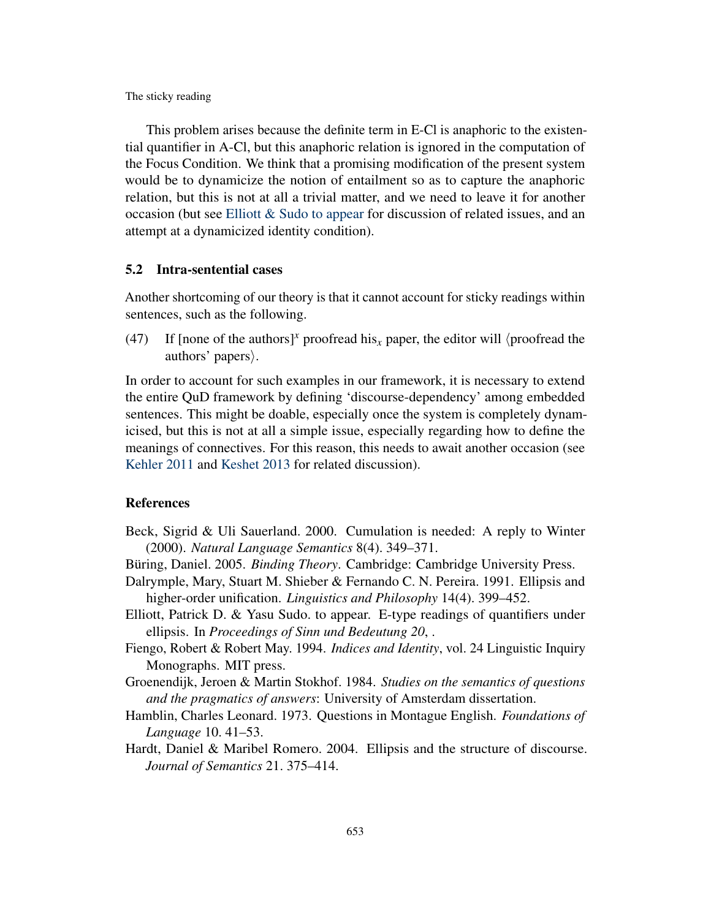This problem arises because the definite term in E-Cl is anaphoric to the existential quantifier in A-Cl, but this anaphoric relation is ignored in the computation of the Focus Condition. We think that a promising modification of the present system would be to dynamicize the notion of entailment so as to capture the anaphoric relation, but this is not at all a trivial matter, and we need to leave it for another occasion (but see Elliott & Sudo to appear for discussion of related issues, and an attempt at a dynamicized identity condition).

### 5.2 Intra-sentential cases

Another shortcoming of our theory is that it cannot account for sticky readings within sentences, such as the following.

(47) If [none of the authors]$^x$ proofread his$_x$ paper, the editor will ⟨proofread the authors' papers⟩.

In order to account for such examples in our framework, it is necessary to extend the entire QuD framework by defining 'discourse-dependency' among embedded sentences. This might be doable, especially once the system is completely dynamicised, but this is not at all a simple issue, especially regarding how to define the meanings of connectives. For this reason, this needs to await another occasion (see Kehler 2011 and Keshet 2013 for related discussion).

### References

Beck, Sigrid & Uli Sauerland. 2000. Cumulation is needed: A reply to Winter (2000). *Natural Language Semantics* 8(4). 349–371.

Büring, Daniel. 2005. *Binding Theory*. Cambridge: Cambridge University Press.

Dalrymple, Mary, Stuart M. Shieber & Fernando C. N. Pereira. 1991. Ellipsis and higher-order unification. *Linguistics and Philosophy* 14(4). 399–452.

Elliott, Patrick D. & Yasu Sudo. to appear. E-type readings of quantifiers under ellipsis. In *Proceedings of Sinn und Bedeutung 20*, .

Fiengo, Robert & Robert May. 1994. *Indices and Identity*, vol. 24 Linguistic Inquiry Monographs. MIT press.

Groenendijk, Jeroen & Martin Stokhof. 1984. *Studies on the semantics of questions and the pragmatics of answers*: University of Amsterdam dissertation.

Hamblin, Charles Leonard. 1973. Questions in Montague English. *Foundations of Language* 10. 41–53.

Hardt, Daniel & Maribel Romero. 2004. Ellipsis and the structure of discourse. *Journal of Semantics* 21. 375–414.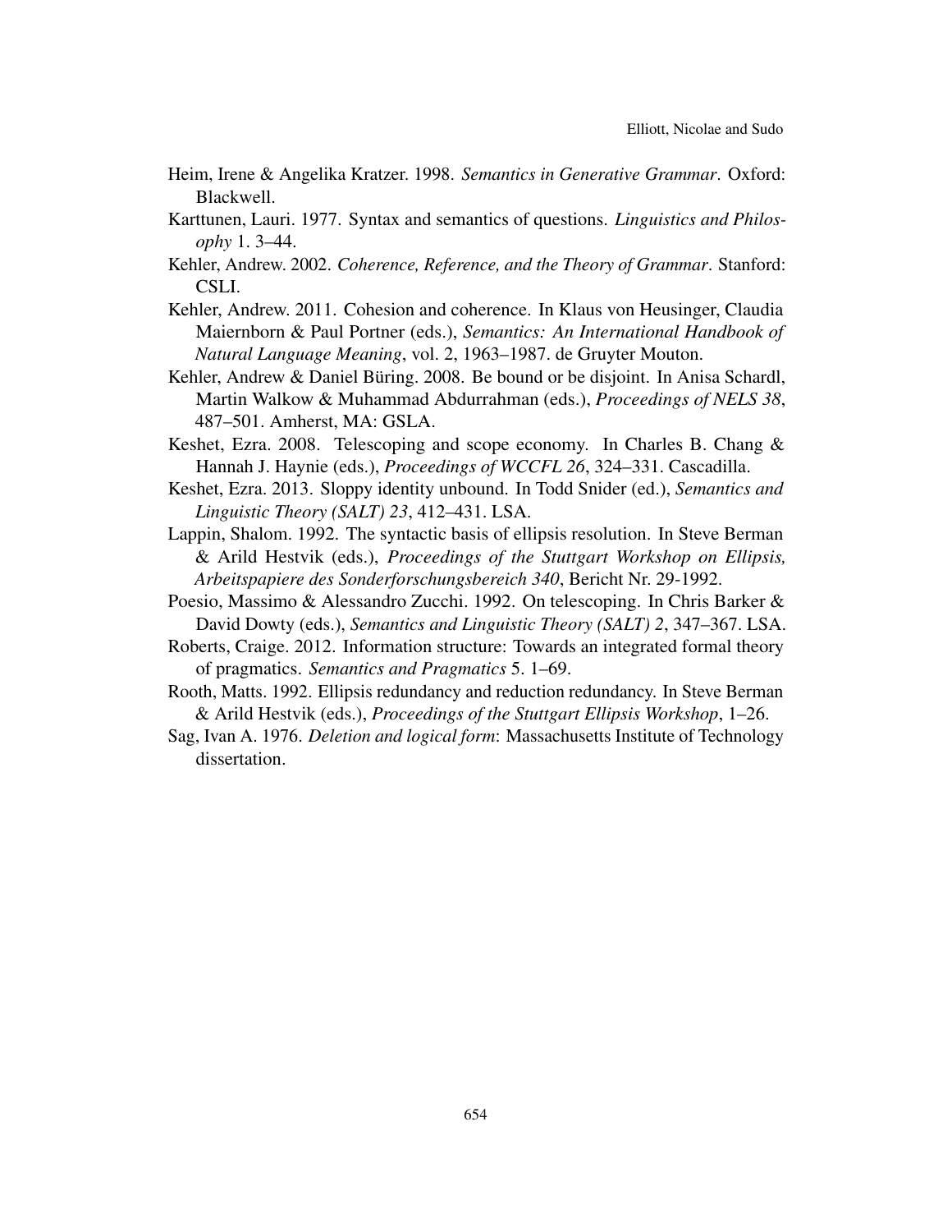Heim, Irene & Angelika Kratzer. 1998. *Semantics in Generative Grammar*. Oxford: Blackwell.

Karttunen, Lauri. 1977. Syntax and semantics of questions. *Linguistics and Philosophy* 1. 3–44.

Kehler, Andrew. 2002. *Coherence, Reference, and the Theory of Grammar*. Stanford: CSLI.

Kehler, Andrew. 2011. Cohesion and coherence. In Klaus von Heusinger, Claudia Maiernborn & Paul Portner (eds.), *Semantics: An International Handbook of Natural Language Meaning*, vol. 2, 1963–1987. de Gruyter Mouton.

Kehler, Andrew & Daniel Büring. 2008. Be bound or be disjoint. In Anisa Schardl, Martin Walkow & Muhammad Abdurrahman (eds.), *Proceedings of NELS 38*, 487–501. Amherst, MA: GSLA.

Keshet, Ezra. 2008. Telescoping and scope economy. In Charles B. Chang & Hannah J. Haynie (eds.), *Proceedings of WCCFL 26*, 324–331. Cascadilla.

Keshet, Ezra. 2013. Sloppy identity unbound. In Todd Snider (ed.), *Semantics and Linguistic Theory (SALT) 23*, 412–431. LSA.

Lappin, Shalom. 1992. The syntactic basis of ellipsis resolution. In Steve Berman & Arild Hestvik (eds.), *Proceedings of the Stuttgart Workshop on Ellipsis, Arbeitspapiere des Sonderforschungsbereich 340*, Bericht Nr. 29-1992.

Poesio, Massimo & Alessandro Zucchi. 1992. On telescoping. In Chris Barker & David Dowty (eds.), *Semantics and Linguistic Theory (SALT) 2*, 347–367. LSA.

Roberts, Craige. 2012. Information structure: Towards an integrated formal theory of pragmatics. *Semantics and Pragmatics* 5. 1–69.

Rooth, Matts. 1992. Ellipsis redundancy and reduction redundancy. In Steve Berman & Arild Hestvik (eds.), *Proceedings of the Stuttgart Ellipsis Workshop*, 1–26.

Sag, Ivan A. 1976. *Deletion and logical form*: Massachusetts Institute of Technology dissertation.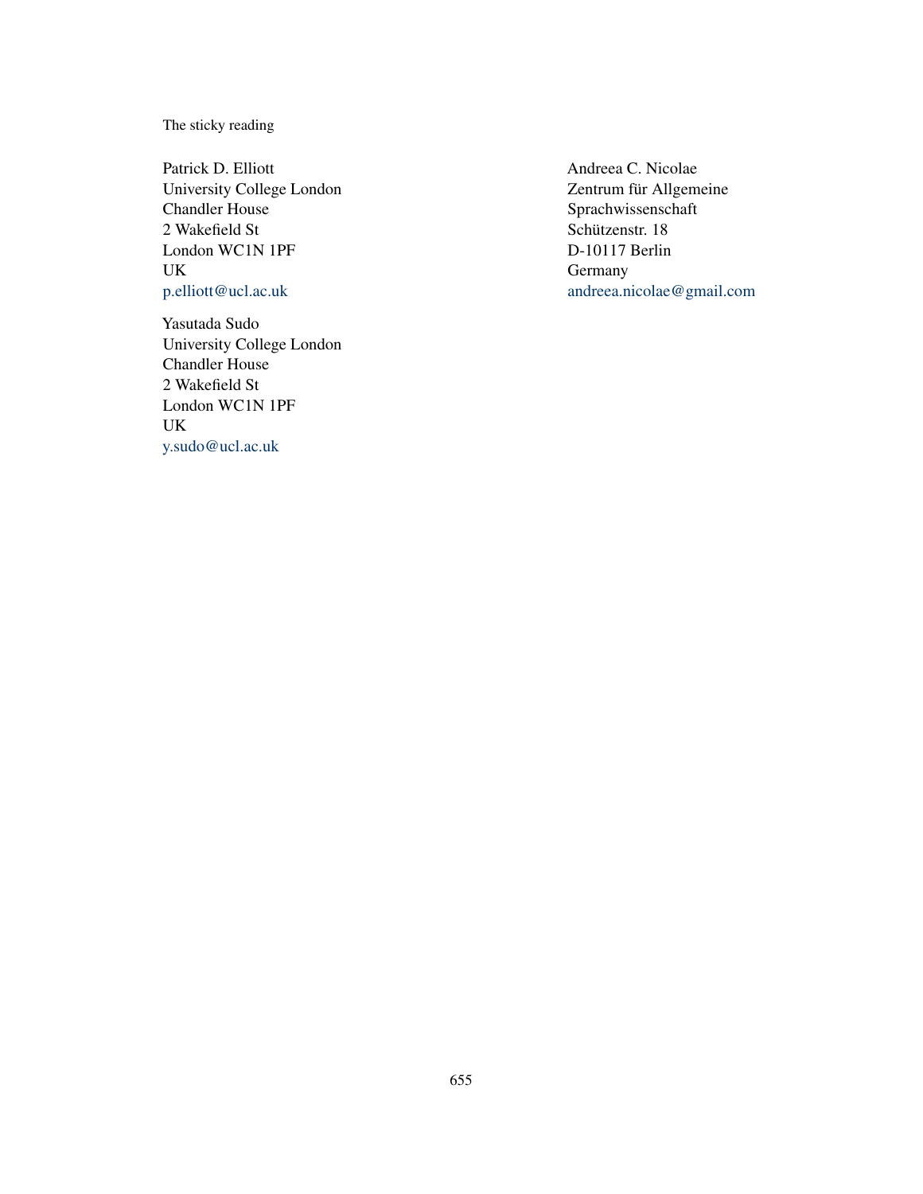Patrick D. Elliott
University College London
Chandler House
2 Wakefield St
London WC1N 1PF
UK
p.elliott@ucl.ac.uk

Yasutada Sudo
University College London
Chandler House
2 Wakefield St
London WC1N 1PF
UK
y.sudo@ucl.ac.uk

Andreea C. Nicolae
Zentrum für Allgemeine
Sprachwissenschaft
Schützenstr. 18
D-10117 Berlin
Germany
andreea.nicolae@gmail.com